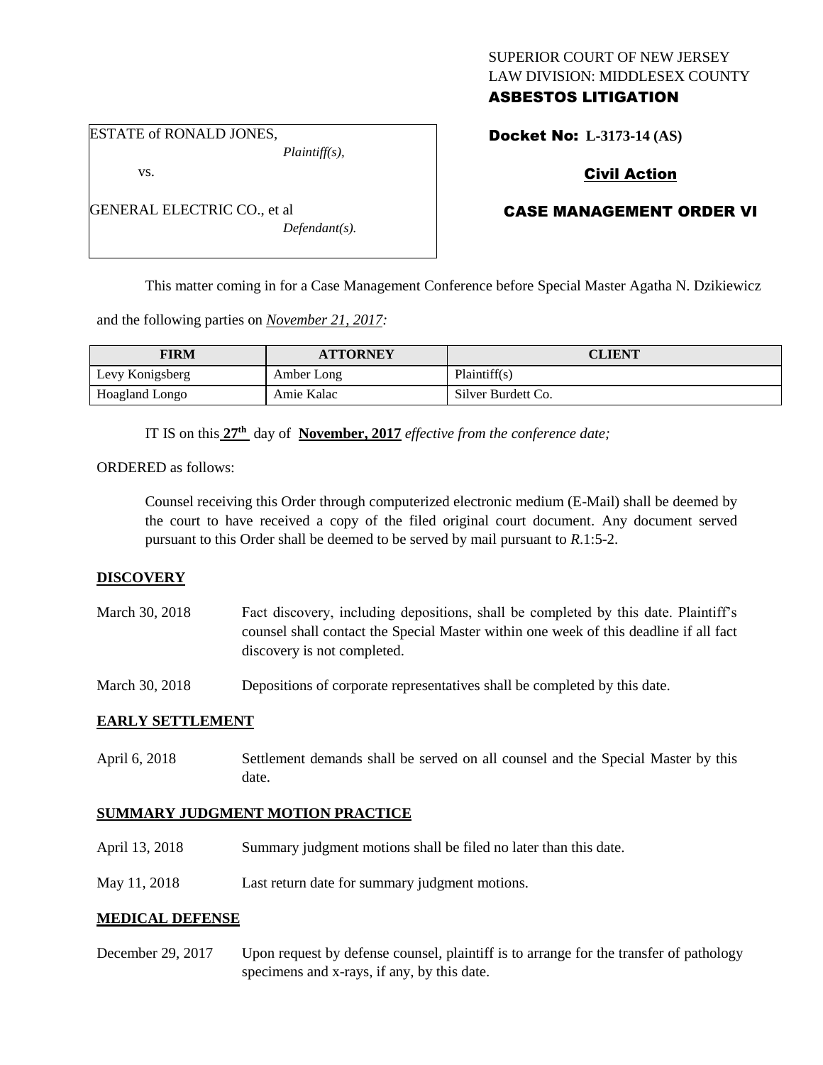SUPERIOR COURT OF NEW JERSEY
LAW DIVISION: MIDDLESEX COUNTY
**ASBESTOS LITIGATION**

ESTATE of RONALD JONES,
*Plaintiff(s),*

vs.

GENERAL ELECTRIC CO., et al
*Defendant(s).*

**Docket No: L-3173-14 (AS)**

**Civil Action**

**CASE MANAGEMENT ORDER VI**

This matter coming in for a Case Management Conference before Special Master Agatha N. Dzikiewicz and the following parties on *November 21, 2017:*

| FIRM | ATTORNEY | CLIENT |
| --- | --- | --- |
| Levy Konigsberg | Amber Long | Plaintiff(s) |
| Hoagland Longo | Amie Kalac | Silver Burdett Co. |

IT IS on this **27th** day of **November, 2017** *effective from the conference date;*

ORDERED as follows:

Counsel receiving this Order through computerized electronic medium (E-Mail) shall be deemed by the court to have received a copy of the filed original court document. Any document served pursuant to this Order shall be deemed to be served by mail pursuant to *R*.1:5-2.

## DISCOVERY

March 30, 2018 — Fact discovery, including depositions, shall be completed by this date. Plaintiff's counsel shall contact the Special Master within one week of this deadline if all fact discovery is not completed.

March 30, 2018 — Depositions of corporate representatives shall be completed by this date.

## EARLY SETTLEMENT

April 6, 2018 — Settlement demands shall be served on all counsel and the Special Master by this date.

## SUMMARY JUDGMENT MOTION PRACTICE

April 13, 2018 — Summary judgment motions shall be filed no later than this date.

May 11, 2018 — Last return date for summary judgment motions.

## MEDICAL DEFENSE

December 29, 2017 — Upon request by defense counsel, plaintiff is to arrange for the transfer of pathology specimens and x-rays, if any, by this date.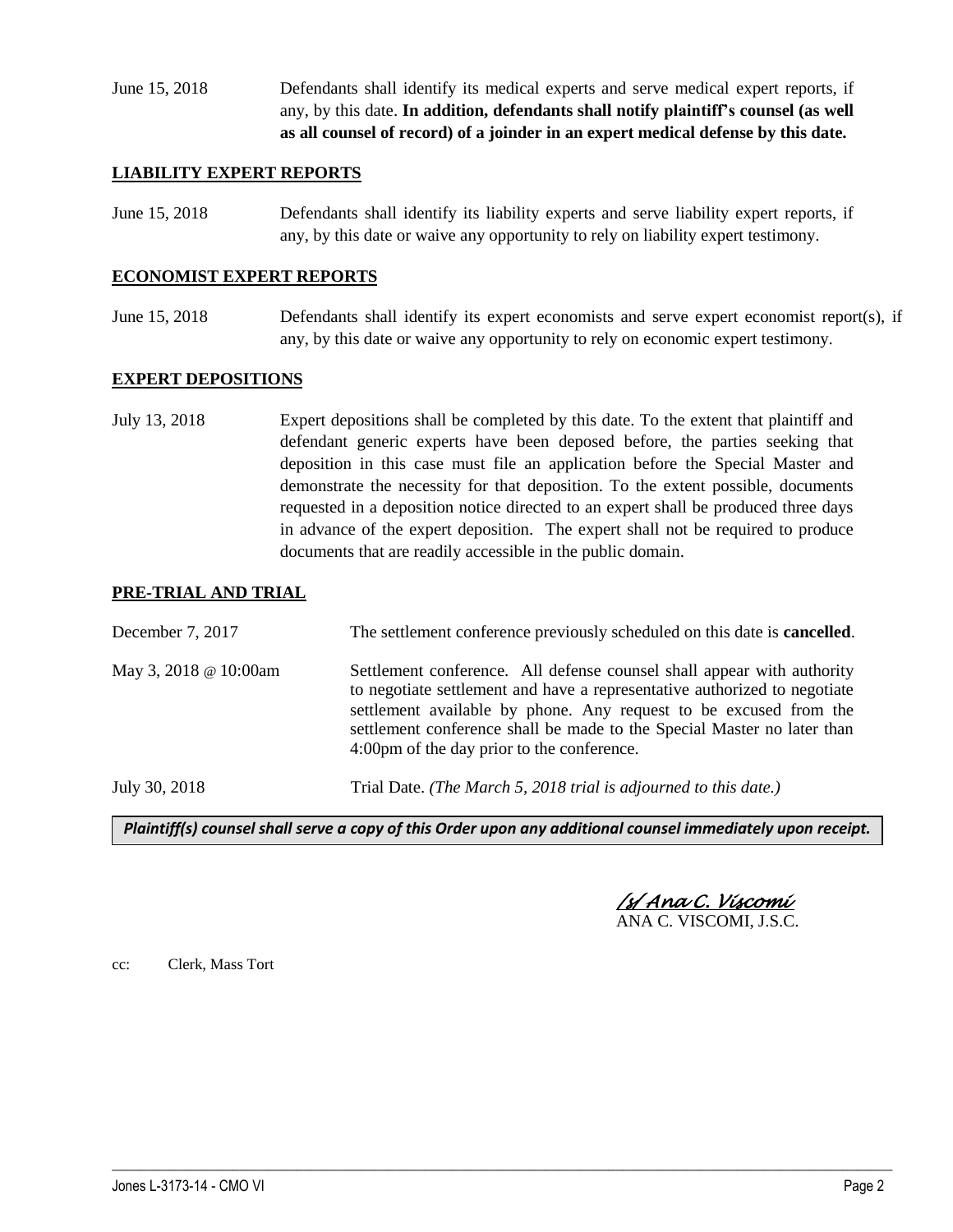June 15, 2018 Defendants shall identify its medical experts and serve medical expert reports, if any, by this date. **In addition, defendants shall notify plaintiff's counsel (as well as all counsel of record) of a joinder in an expert medical defense by this date.**

**LIABILITY EXPERT REPORTS**

June 15, 2018 Defendants shall identify its liability experts and serve liability expert reports, if any, by this date or waive any opportunity to rely on liability expert testimony.

**ECONOMIST EXPERT REPORTS**

June 15, 2018 Defendants shall identify its expert economists and serve expert economist report(s), if any, by this date or waive any opportunity to rely on economic expert testimony.

**EXPERT DEPOSITIONS**

July 13, 2018 Expert depositions shall be completed by this date. To the extent that plaintiff and defendant generic experts have been deposed before, the parties seeking that deposition in this case must file an application before the Special Master and demonstrate the necessity for that deposition. To the extent possible, documents requested in a deposition notice directed to an expert shall be produced three days in advance of the expert deposition. The expert shall not be required to produce documents that are readily accessible in the public domain.

**PRE-TRIAL AND TRIAL**

December 7, 2017 The settlement conference previously scheduled on this date is **cancelled**.

May 3, 2018 @ 10:00am Settlement conference. All defense counsel shall appear with authority to negotiate settlement and have a representative authorized to negotiate settlement available by phone. Any request to be excused from the settlement conference shall be made to the Special Master no later than 4:00pm of the day prior to the conference.

July 30, 2018 Trial Date. *(The March 5, 2018 trial is adjourned to this date.)*

***Plaintiff(s) counsel shall serve a copy of this Order upon any additional counsel immediately upon receipt.***

*/s/ Ana C. Viscomi*
ANA C. VISCOMI, J.S.C.

cc: Clerk, Mass Tort